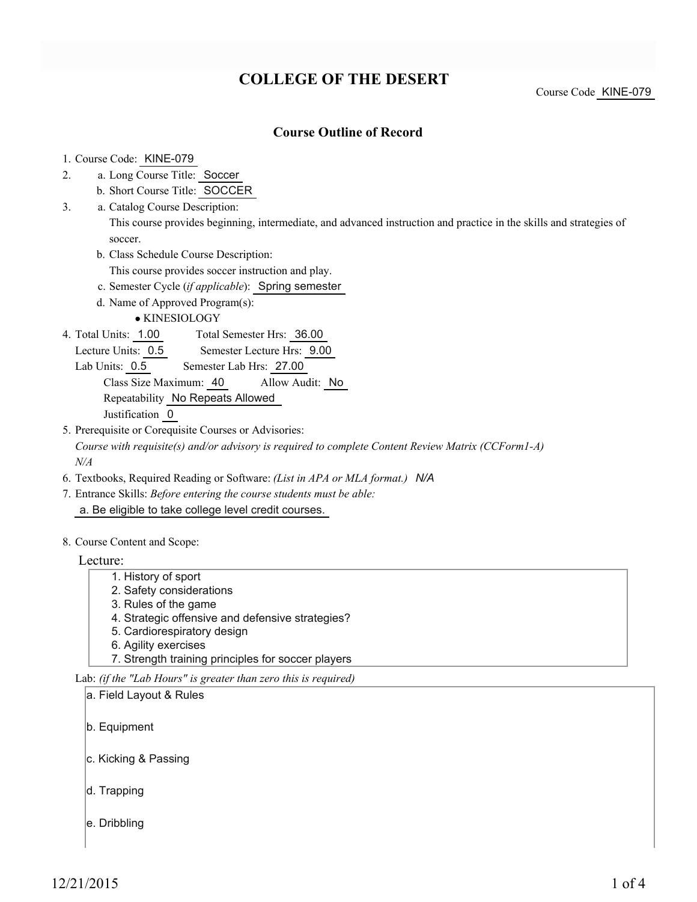# COLLEGE OF THE DESERT

Course Code KINE-079

## Course Outline of Record

1. Course Code: KINE-079
2. a. Long Course Title: Soccer
   b. Short Course Title: SOCCER
3. a. Catalog Course Description:
   This course provides beginning, intermediate, and advanced instruction and practice in the skills and strategies of soccer.
   b. Class Schedule Course Description:
   This course provides soccer instruction and play.
   c. Semester Cycle (*if applicable*): Spring semester
   d. Name of Approved Program(s):
   - KINESIOLOGY
4. Total Units: 1.00 Total Semester Hrs: 36.00
   Lecture Units: 0.5 Semester Lecture Hrs: 9.00
   Lab Units: 0.5 Semester Lab Hrs: 27.00
   Class Size Maximum: 40 Allow Audit: No
   Repeatability No Repeats Allowed
   Justification 0
5. Prerequisite or Corequisite Courses or Advisories:
   *Course with requisite(s) and/or advisory is required to complete Content Review Matrix (CCForm1-A)*
   *N/A*
6. Textbooks, Required Reading or Software: *(List in APA or MLA format.)* *N/A*
7. Entrance Skills: *Before entering the course students must be able:*
   a. Be eligible to take college level credit courses.
8. Course Content and Scope:

Lecture:

1. History of sport
2. Safety considerations
3. Rules of the game
4. Strategic offensive and defensive strategies?
5. Cardiorespiratory design
6. Agility exercises
7. Strength training principles for soccer players

Lab: *(if the "Lab Hours" is greater than zero this is required)*

a. Field Layout & Rules

b. Equipment

c. Kicking & Passing

d. Trapping

e. Dribbling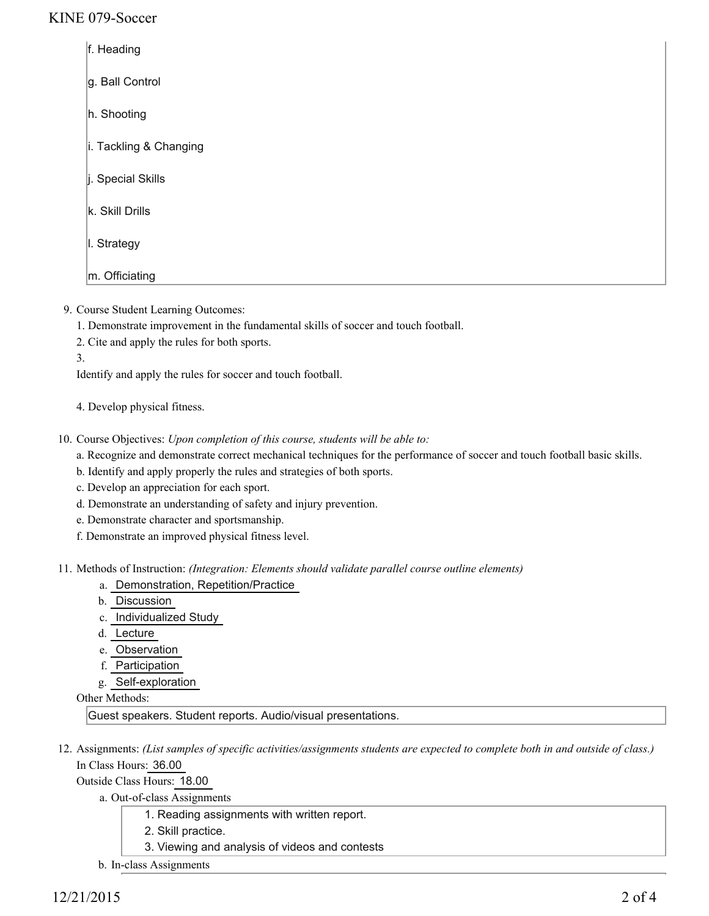f. Heading

g. Ball Control

h. Shooting

i. Tackling & Changing

j. Special Skills

k. Skill Drills

l. Strategy

m. Officiating

9. Course Student Learning Outcomes:
   1. Demonstrate improvement in the fundamental skills of soccer and touch football.
   2. Cite and apply the rules for both sports.
   3. 
   Identify and apply the rules for soccer and touch football.

   4. Develop physical fitness.

10. Course Objectives: *Upon completion of this course, students will be able to:*
    a. Recognize and demonstrate correct mechanical techniques for the performance of soccer and touch football basic skills.
    b. Identify and apply properly the rules and strategies of both sports.
    c. Develop an appreciation for each sport.
    d. Demonstrate an understanding of safety and injury prevention.
    e. Demonstrate character and sportsmanship.
    f. Demonstrate an improved physical fitness level.

11. Methods of Instruction: *(Integration: Elements should validate parallel course outline elements)*
    a. Demonstration, Repetition/Practice
    b. Discussion
    c. Individualized Study
    d. Lecture
    e. Observation
    f. Participation
    g. Self-exploration

    Other Methods:

    Guest speakers. Student reports. Audio/visual presentations.

12. Assignments: *(List samples of specific activities/assignments students are expected to complete both in and outside of class.)*
    In Class Hours: 36.00
    Outside Class Hours: 18.00
    a. Out-of-class Assignments
       1. Reading assignments with written report.
       2. Skill practice.
       3. Viewing and analysis of videos and contests
    b. In-class Assignments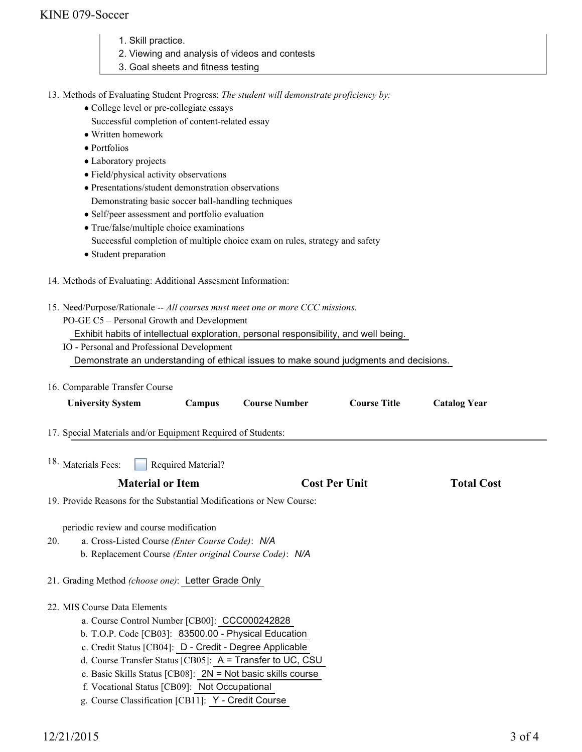1. Skill practice.
2. Viewing and analysis of videos and contests
3. Goal sheets and fitness testing

13. Methods of Evaluating Student Progress: *The student will demonstrate proficiency by:*
    - College level or pre-collegiate essays
      Successful completion of content-related essay
    - Written homework
    - Portfolios
    - Laboratory projects
    - Field/physical activity observations
    - Presentations/student demonstration observations
      Demonstrating basic soccer ball-handling techniques
    - Self/peer assessment and portfolio evaluation
    - True/false/multiple choice examinations
      Successful completion of multiple choice exam on rules, strategy and safety
    - Student preparation

14. Methods of Evaluating: Additional Assesment Information:

15. Need/Purpose/Rationale -- *All courses must meet one or more CCC missions.*
    PO-GE C5 – Personal Growth and Development
    Exhibit habits of intellectual exploration, personal responsibility, and well being.
    IO - Personal and Professional Development
    Demonstrate an understanding of ethical issues to make sound judgments and decisions.

16. Comparable Transfer Course

| University System | Campus | Course Number | Course Title | Catalog Year |
|---|---|---|---|---|

17. Special Materials and/or Equipment Required of Students:

18. Materials Fees: ☐ Required Material?

| Material or Item | Cost Per Unit | Total Cost |
|---|---|---|

19. Provide Reasons for the Substantial Modifications or New Course:

    periodic review and course modification

20. a. Cross-Listed Course *(Enter Course Code)*: *N/A*
    b. Replacement Course *(Enter original Course Code)*: *N/A*

21. Grading Method *(choose one)*: Letter Grade Only

22. MIS Course Data Elements
    a. Course Control Number [CB00]: CCC000242828
    b. T.O.P. Code [CB03]: 83500.00 - Physical Education
    c. Credit Status [CB04]: D - Credit - Degree Applicable
    d. Course Transfer Status [CB05]: A = Transfer to UC, CSU
    e. Basic Skills Status [CB08]: 2N = Not basic skills course
    f. Vocational Status [CB09]: Not Occupational
    g. Course Classification [CB11]: Y - Credit Course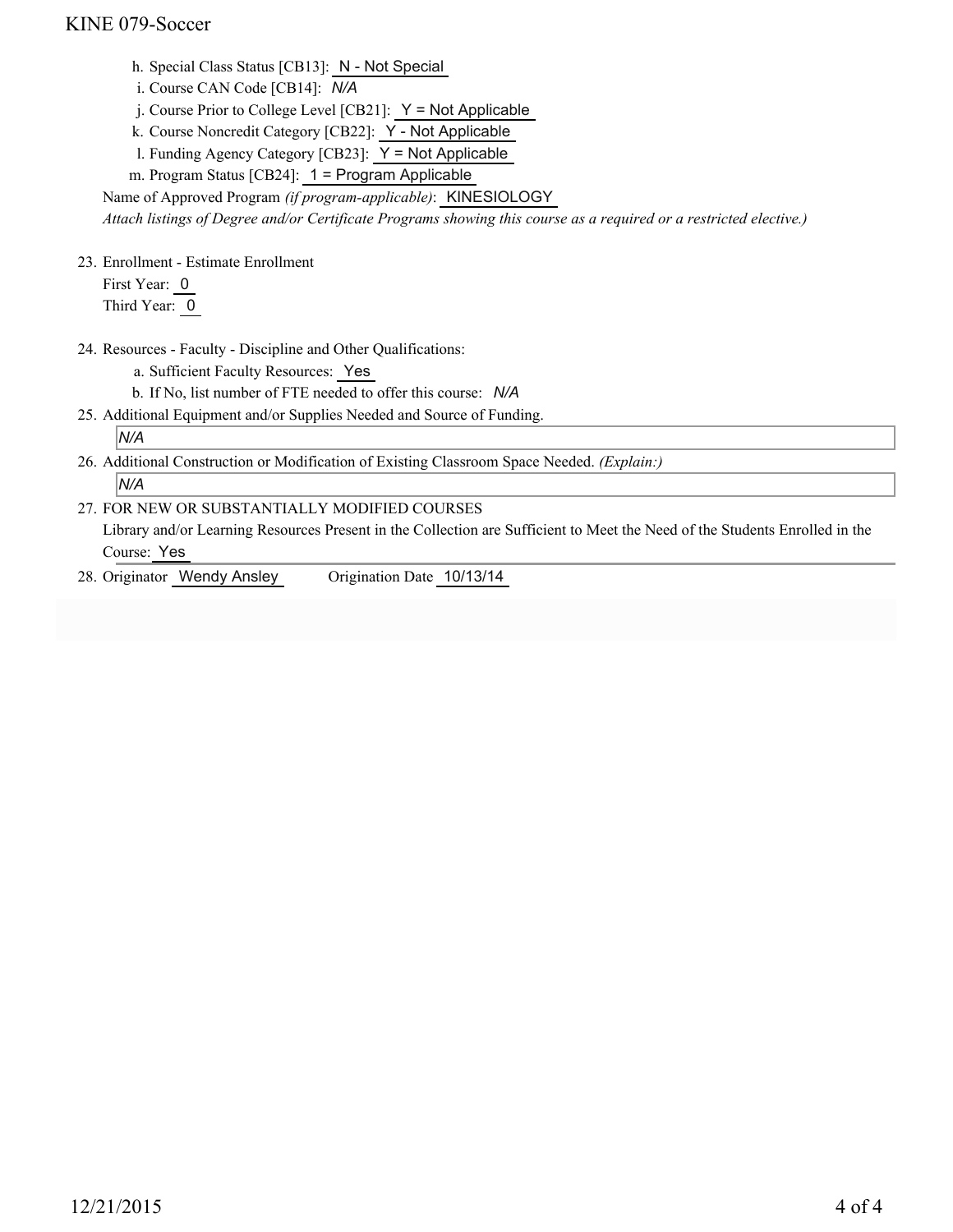h. Special Class Status [CB13]: N - Not Special
i. Course CAN Code [CB14]: *N/A*
j. Course Prior to College Level [CB21]: Y = Not Applicable
k. Course Noncredit Category [CB22]: Y - Not Applicable
l. Funding Agency Category [CB23]: Y = Not Applicable
m. Program Status [CB24]: 1 = Program Applicable

Name of Approved Program *(if program-applicable)*: KINESIOLOGY

*Attach listings of Degree and/or Certificate Programs showing this course as a required or a restricted elective.)*

23. Enrollment - Estimate Enrollment
    First Year: 0
    Third Year: 0

24. Resources - Faculty - Discipline and Other Qualifications:
    a. Sufficient Faculty Resources: Yes
    b. If No, list number of FTE needed to offer this course: *N/A*

25. Additional Equipment and/or Supplies Needed and Source of Funding.
    *N/A*

26. Additional Construction or Modification of Existing Classroom Space Needed. *(Explain:)*
    *N/A*

27. FOR NEW OR SUBSTANTIALLY MODIFIED COURSES
    Library and/or Learning Resources Present in the Collection are Sufficient to Meet the Need of the Students Enrolled in the Course: Yes

28. Originator Wendy Ansley Origination Date 10/13/14